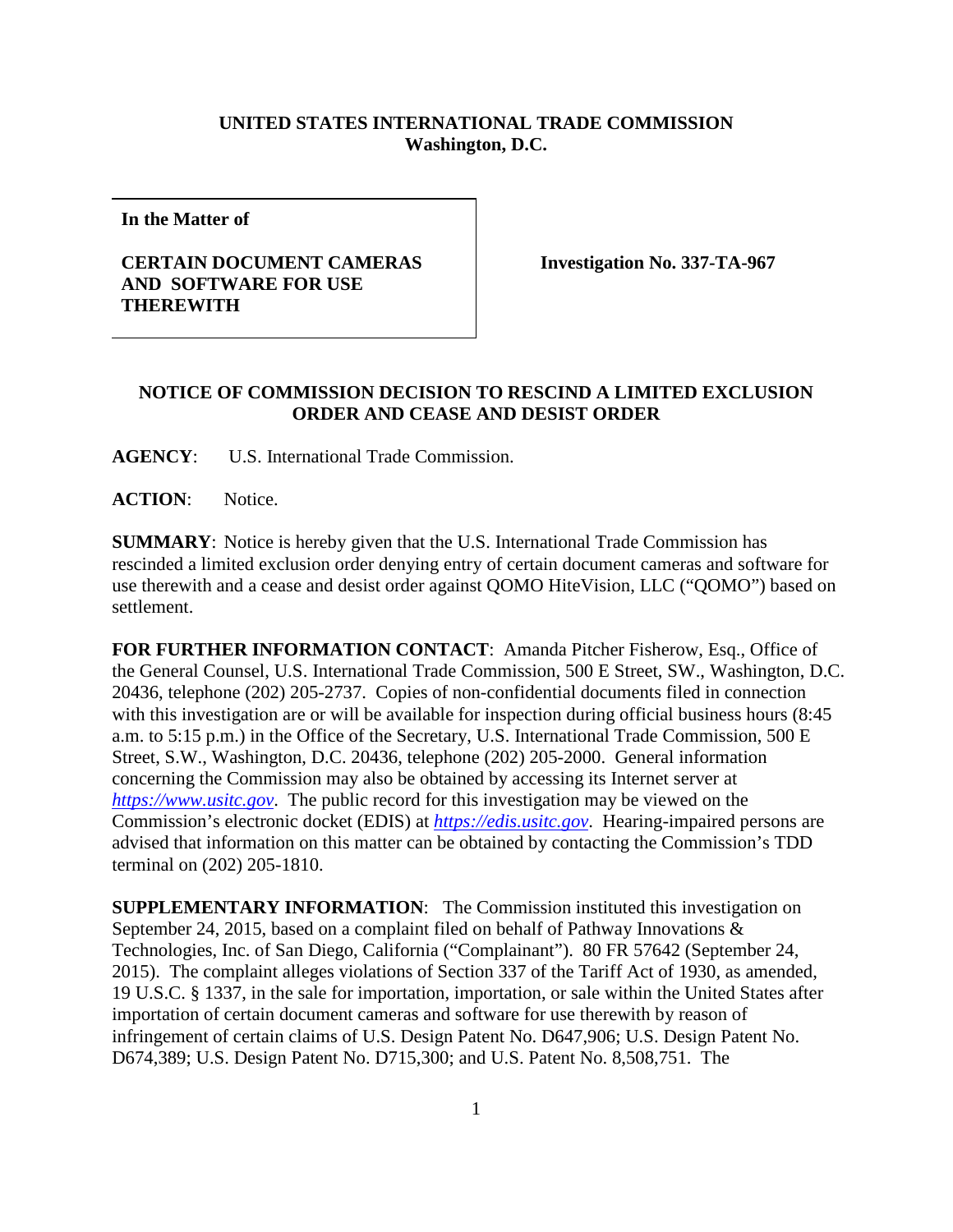**UNITED STATES INTERNATIONAL TRADE COMMISSION**
**Washington, D.C.**

| In the Matter of | |
|---|---|
| **CERTAIN DOCUMENT CAMERAS AND SOFTWARE FOR USE THEREWITH** | **Investigation No. 337-TA-967** |

**NOTICE OF COMMISSION DECISION TO RESCIND A LIMITED EXCLUSION ORDER AND CEASE AND DESIST ORDER**

**AGENCY**: U.S. International Trade Commission.

**ACTION**: Notice.

**SUMMARY**: Notice is hereby given that the U.S. International Trade Commission has rescinded a limited exclusion order denying entry of certain document cameras and software for use therewith and a cease and desist order against QOMO HiteVision, LLC ("QOMO") based on settlement.

**FOR FURTHER INFORMATION CONTACT**: Amanda Pitcher Fisherow, Esq., Office of the General Counsel, U.S. International Trade Commission, 500 E Street, SW., Washington, D.C. 20436, telephone (202) 205-2737. Copies of non-confidential documents filed in connection with this investigation are or will be available for inspection during official business hours (8:45 a.m. to 5:15 p.m.) in the Office of the Secretary, U.S. International Trade Commission, 500 E Street, S.W., Washington, D.C. 20436, telephone (202) 205-2000. General information concerning the Commission may also be obtained by accessing its Internet server at *https://www.usitc.gov*. The public record for this investigation may be viewed on the Commission's electronic docket (EDIS) at *https://edis.usitc.gov*. Hearing-impaired persons are advised that information on this matter can be obtained by contacting the Commission's TDD terminal on (202) 205-1810.

**SUPPLEMENTARY INFORMATION**: The Commission instituted this investigation on September 24, 2015, based on a complaint filed on behalf of Pathway Innovations & Technologies, Inc. of San Diego, California ("Complainant"). 80 FR 57642 (September 24, 2015). The complaint alleges violations of Section 337 of the Tariff Act of 1930, as amended, 19 U.S.C. § 1337, in the sale for importation, importation, or sale within the United States after importation of certain document cameras and software for use therewith by reason of infringement of certain claims of U.S. Design Patent No. D647,906; U.S. Design Patent No. D674,389; U.S. Design Patent No. D715,300; and U.S. Patent No. 8,508,751. The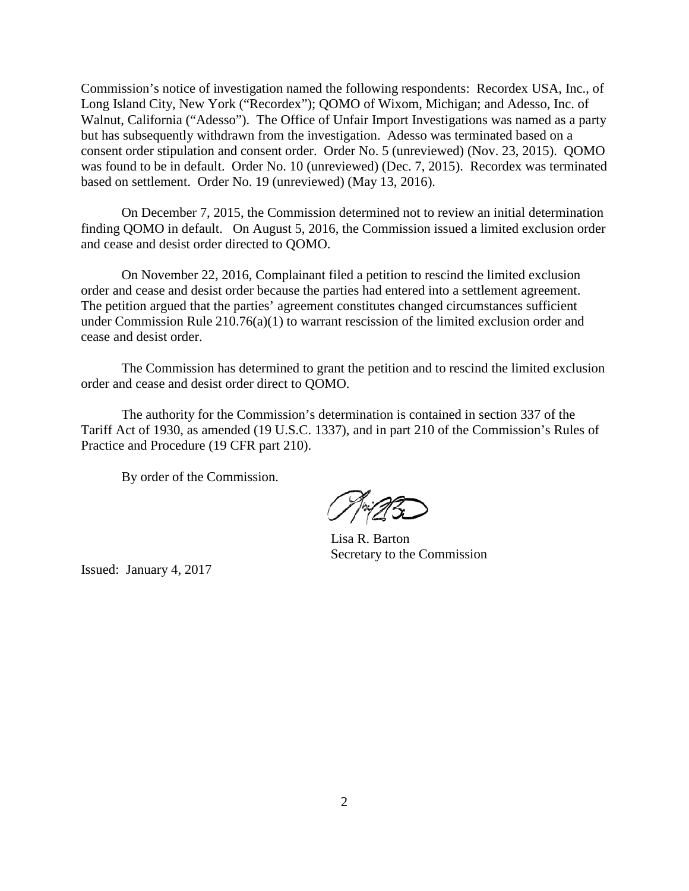Commission's notice of investigation named the following respondents: Recordex USA, Inc., of Long Island City, New York ("Recordex"); QOMO of Wixom, Michigan; and Adesso, Inc. of Walnut, California ("Adesso"). The Office of Unfair Import Investigations was named as a party but has subsequently withdrawn from the investigation. Adesso was terminated based on a consent order stipulation and consent order. Order No. 5 (unreviewed) (Nov. 23, 2015). QOMO was found to be in default. Order No. 10 (unreviewed) (Dec. 7, 2015). Recordex was terminated based on settlement. Order No. 19 (unreviewed) (May 13, 2016).

On December 7, 2015, the Commission determined not to review an initial determination finding QOMO in default. On August 5, 2016, the Commission issued a limited exclusion order and cease and desist order directed to QOMO.

On November 22, 2016, Complainant filed a petition to rescind the limited exclusion order and cease and desist order because the parties had entered into a settlement agreement. The petition argued that the parties' agreement constitutes changed circumstances sufficient under Commission Rule 210.76(a)(1) to warrant rescission of the limited exclusion order and cease and desist order.

The Commission has determined to grant the petition and to rescind the limited exclusion order and cease and desist order direct to QOMO.

The authority for the Commission's determination is contained in section 337 of the Tariff Act of 1930, as amended (19 U.S.C. 1337), and in part 210 of the Commission's Rules of Practice and Procedure (19 CFR part 210).

By order of the Commission.

Lisa R. Barton
Secretary to the Commission

Issued: January 4, 2017